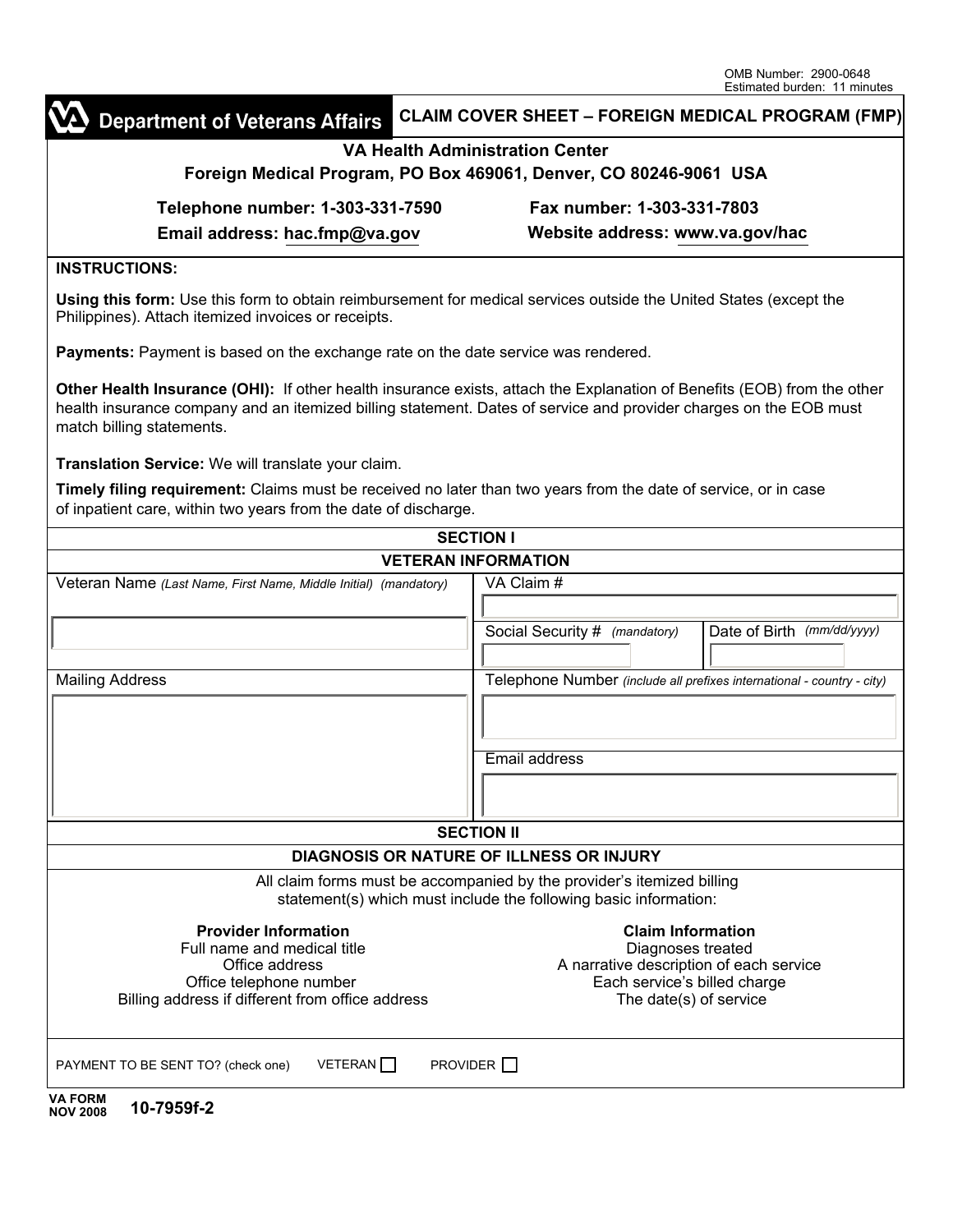OMB Number: 2900-0648
Estimated burden: 11 minutes

# Department of Veterans Affairs — CLAIM COVER SHEET – FOREIGN MEDICAL PROGRAM (FMP)

**VA Health Administration Center**
**Foreign Medical Program, PO Box 469061, Denver, CO 80246-9061 USA**

**Telephone number: 1-303-331-7590** **Fax number: 1-303-331-7803**
**Email address: hac.fmp@va.gov** **Website address: www.va.gov/hac**

**INSTRUCTIONS:**

**Using this form:** Use this form to obtain reimbursement for medical services outside the United States (except the Philippines). Attach itemized invoices or receipts.

**Payments:** Payment is based on the exchange rate on the date service was rendered.

**Other Health Insurance (OHI):** If other health insurance exists, attach the Explanation of Benefits (EOB) from the other health insurance company and an itemized billing statement. Dates of service and provider charges on the EOB must match billing statements.

**Translation Service:** We will translate your claim.

**Timely filing requirement:** Claims must be received no later than two years from the date of service, or in case of inpatient care, within two years from the date of discharge.

## SECTION I
## VETERAN INFORMATION

| Veteran Name *(Last Name, First Name, Middle Initial) (mandatory)* | VA Claim # | |
|---|---|---|
| | Social Security # *(mandatory)* | Date of Birth *(mm/dd/yyyy)* |
| Mailing Address | Telephone Number *(include all prefixes international - country - city)* | |
| | Email address | |

## SECTION II
## DIAGNOSIS OR NATURE OF ILLNESS OR INJURY

All claim forms must be accompanied by the provider's itemized billing statement(s) which must include the following basic information:

**Provider Information**
- Full name and medical title
- Office address
- Office telephone number
- Billing address if different from office address

**Claim Information**
- Diagnoses treated
- A narrative description of each service
- Each service's billed charge
- The date(s) of service

PAYMENT TO BE SENT TO? (check one) VETERAN ☐ PROVIDER ☐

VA FORM NOV 2008 **10-7959f-2**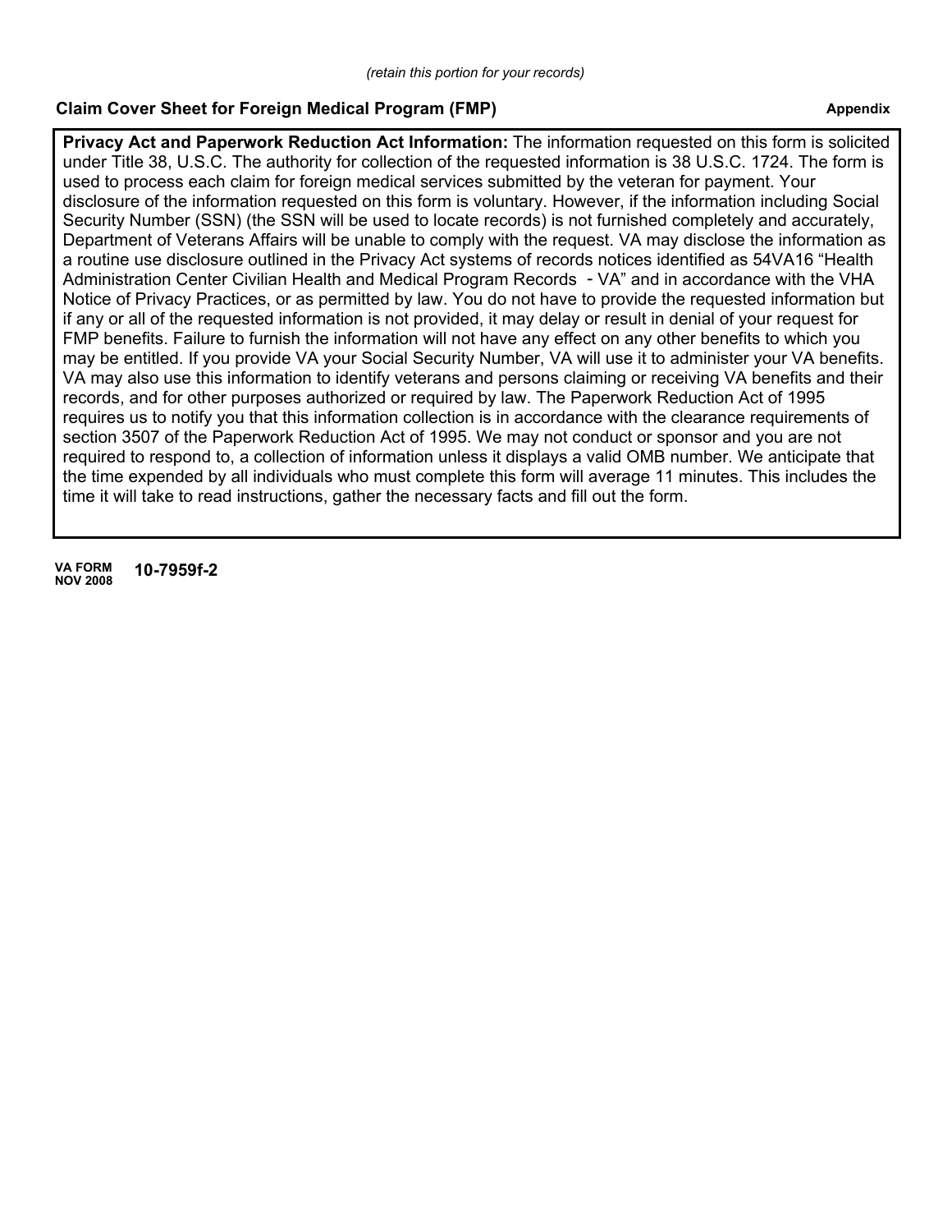*(retain this portion for your records)*

## Claim Cover Sheet for Foreign Medical Program (FMP)

**Appendix**

**Privacy Act and Paperwork Reduction Act Information:** The information requested on this form is solicited under Title 38, U.S.C. The authority for collection of the requested information is 38 U.S.C. 1724. The form is used to process each claim for foreign medical services submitted by the veteran for payment. Your disclosure of the information requested on this form is voluntary. However, if the information including Social Security Number (SSN) (the SSN will be used to locate records) is not furnished completely and accurately, Department of Veterans Affairs will be unable to comply with the request. VA may disclose the information as a routine use disclosure outlined in the Privacy Act systems of records notices identified as 54VA16 "Health Administration Center Civilian Health and Medical Program Records - VA" and in accordance with the VHA Notice of Privacy Practices, or as permitted by law. You do not have to provide the requested information but if any or all of the requested information is not provided, it may delay or result in denial of your request for FMP benefits. Failure to furnish the information will not have any effect on any other benefits to which you may be entitled. If you provide VA your Social Security Number, VA will use it to administer your VA benefits. VA may also use this information to identify veterans and persons claiming or receiving VA benefits and their records, and for other purposes authorized or required by law. The Paperwork Reduction Act of 1995 requires us to notify you that this information collection is in accordance with the clearance requirements of section 3507 of the Paperwork Reduction Act of 1995. We may not conduct or sponsor and you are not required to respond to, a collection of information unless it displays a valid OMB number. We anticipate that the time expended by all individuals who must complete this form will average 11 minutes. This includes the time it will take to read instructions, gather the necessary facts and fill out the form.

**VA FORM NOV 2008 10-7959f-2**